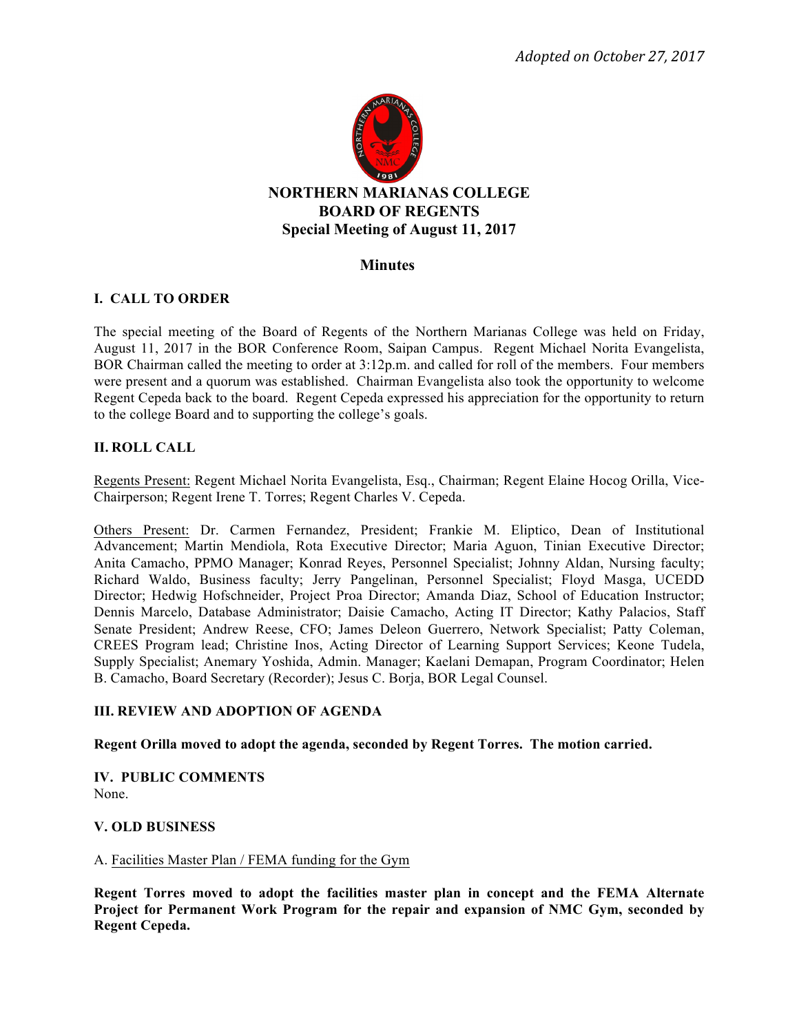*Adopted on October 27, 2017*

# NORTHERN MARIANAS COLLEGE
# BOARD OF REGENTS
## Special Meeting of August 11, 2017

## Minutes

### I. CALL TO ORDER

The special meeting of the Board of Regents of the Northern Marianas College was held on Friday, August 11, 2017 in the BOR Conference Room, Saipan Campus. Regent Michael Norita Evangelista, BOR Chairman called the meeting to order at 3:12p.m. and called for roll of the members. Four members were present and a quorum was established. Chairman Evangelista also took the opportunity to welcome Regent Cepeda back to the board. Regent Cepeda expressed his appreciation for the opportunity to return to the college Board and to supporting the college's goals.

### II. ROLL CALL

Regents Present: Regent Michael Norita Evangelista, Esq., Chairman; Regent Elaine Hocog Orilla, Vice-Chairperson; Regent Irene T. Torres; Regent Charles V. Cepeda.

Others Present: Dr. Carmen Fernandez, President; Frankie M. Eliptico, Dean of Institutional Advancement; Martin Mendiola, Rota Executive Director; Maria Aguon, Tinian Executive Director; Anita Camacho, PPMO Manager; Konrad Reyes, Personnel Specialist; Johnny Aldan, Nursing faculty; Richard Waldo, Business faculty; Jerry Pangelinan, Personnel Specialist; Floyd Masga, UCEDD Director; Hedwig Hofschneider, Project Proa Director; Amanda Diaz, School of Education Instructor; Dennis Marcelo, Database Administrator; Daisie Camacho, Acting IT Director; Kathy Palacios, Staff Senate President; Andrew Reese, CFO; James Deleon Guerrero, Network Specialist; Patty Coleman, CREES Program lead; Christine Inos, Acting Director of Learning Support Services; Keone Tudela, Supply Specialist; Anemary Yoshida, Admin. Manager; Kaelani Demapan, Program Coordinator; Helen B. Camacho, Board Secretary (Recorder); Jesus C. Borja, BOR Legal Counsel.

### III. REVIEW AND ADOPTION OF AGENDA

**Regent Orilla moved to adopt the agenda, seconded by Regent Torres. The motion carried.**

### IV. PUBLIC COMMENTS

None.

### V. OLD BUSINESS

A. Facilities Master Plan / FEMA funding for the Gym

**Regent Torres moved to adopt the facilities master plan in concept and the FEMA Alternate Project for Permanent Work Program for the repair and expansion of NMC Gym, seconded by Regent Cepeda.**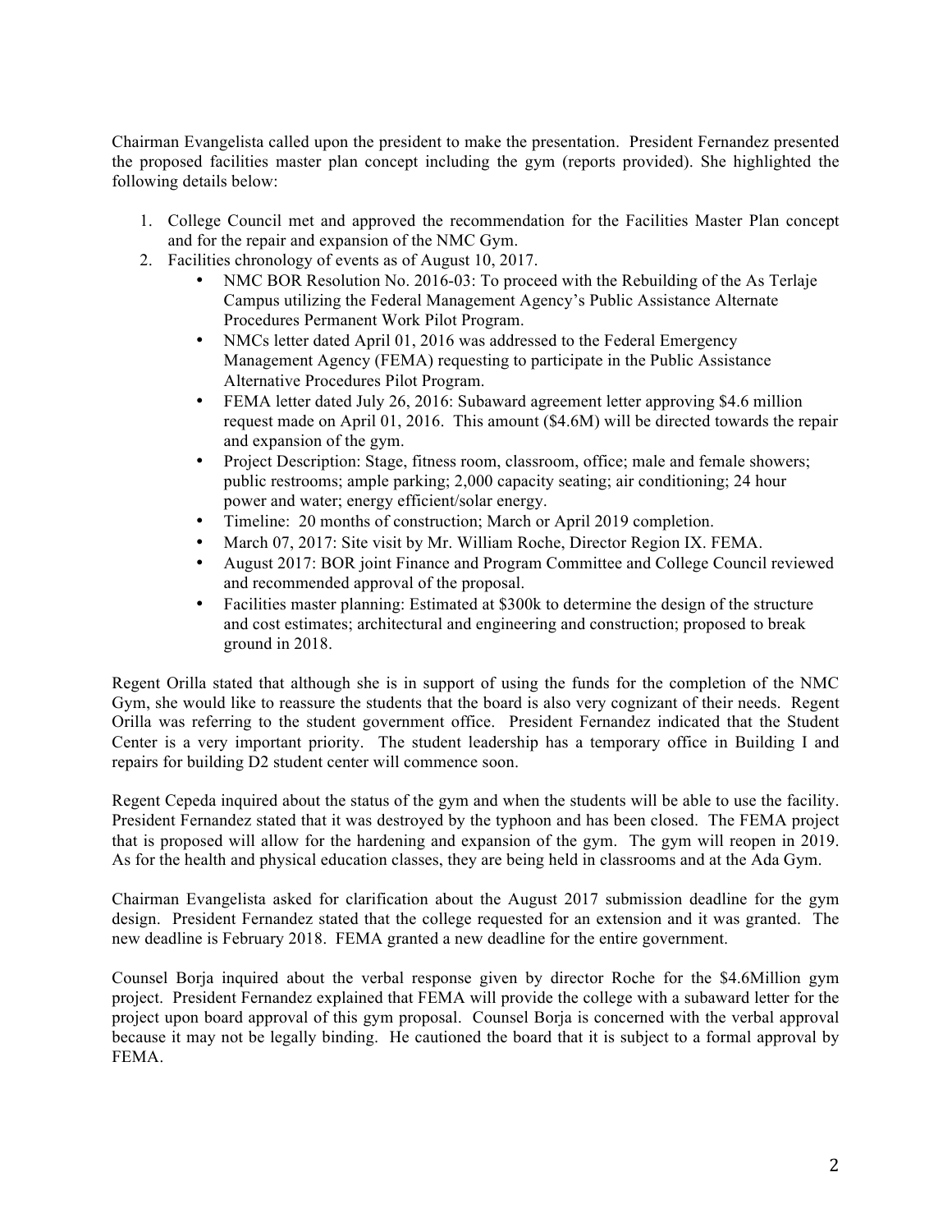Chairman Evangelista called upon the president to make the presentation. President Fernandez presented the proposed facilities master plan concept including the gym (reports provided). She highlighted the following details below:

1. College Council met and approved the recommendation for the Facilities Master Plan concept and for the repair and expansion of the NMC Gym.
2. Facilities chronology of events as of August 10, 2017.
   - NMC BOR Resolution No. 2016-03: To proceed with the Rebuilding of the As Terlaje Campus utilizing the Federal Management Agency's Public Assistance Alternate Procedures Permanent Work Pilot Program.
   - NMCs letter dated April 01, 2016 was addressed to the Federal Emergency Management Agency (FEMA) requesting to participate in the Public Assistance Alternative Procedures Pilot Program.
   - FEMA letter dated July 26, 2016: Subaward agreement letter approving $4.6 million request made on April 01, 2016. This amount ($4.6M) will be directed towards the repair and expansion of the gym.
   - Project Description: Stage, fitness room, classroom, office; male and female showers; public restrooms; ample parking; 2,000 capacity seating; air conditioning; 24 hour power and water; energy efficient/solar energy.
   - Timeline: 20 months of construction; March or April 2019 completion.
   - March 07, 2017: Site visit by Mr. William Roche, Director Region IX. FEMA.
   - August 2017: BOR joint Finance and Program Committee and College Council reviewed and recommended approval of the proposal.
   - Facilities master planning: Estimated at $300k to determine the design of the structure and cost estimates; architectural and engineering and construction; proposed to break ground in 2018.

Regent Orilla stated that although she is in support of using the funds for the completion of the NMC Gym, she would like to reassure the students that the board is also very cognizant of their needs. Regent Orilla was referring to the student government office. President Fernandez indicated that the Student Center is a very important priority. The student leadership has a temporary office in Building I and repairs for building D2 student center will commence soon.

Regent Cepeda inquired about the status of the gym and when the students will be able to use the facility. President Fernandez stated that it was destroyed by the typhoon and has been closed. The FEMA project that is proposed will allow for the hardening and expansion of the gym. The gym will reopen in 2019. As for the health and physical education classes, they are being held in classrooms and at the Ada Gym.

Chairman Evangelista asked for clarification about the August 2017 submission deadline for the gym design. President Fernandez stated that the college requested for an extension and it was granted. The new deadline is February 2018. FEMA granted a new deadline for the entire government.

Counsel Borja inquired about the verbal response given by director Roche for the $4.6Million gym project. President Fernandez explained that FEMA will provide the college with a subaward letter for the project upon board approval of this gym proposal. Counsel Borja is concerned with the verbal approval because it may not be legally binding. He cautioned the board that it is subject to a formal approval by FEMA.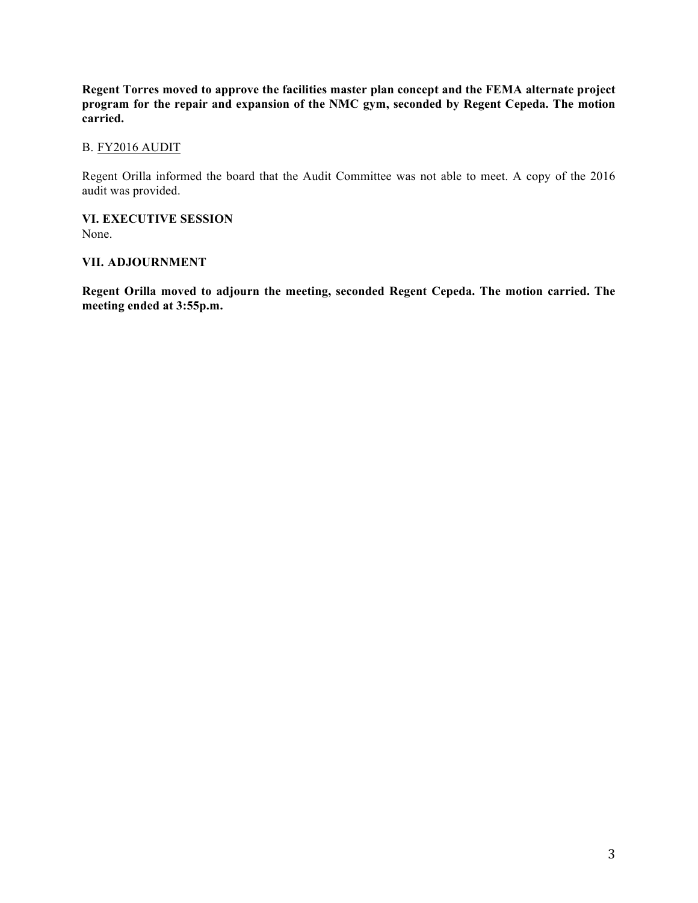**Regent Torres moved to approve the facilities master plan concept and the FEMA alternate project program for the repair and expansion of the NMC gym, seconded by Regent Cepeda. The motion carried.**

B. FY2016 AUDIT

Regent Orilla informed the board that the Audit Committee was not able to meet. A copy of the 2016 audit was provided.

**VI. EXECUTIVE SESSION**

None.

**VII. ADJOURNMENT**

**Regent Orilla moved to adjourn the meeting, seconded Regent Cepeda. The motion carried. The meeting ended at 3:55p.m.**